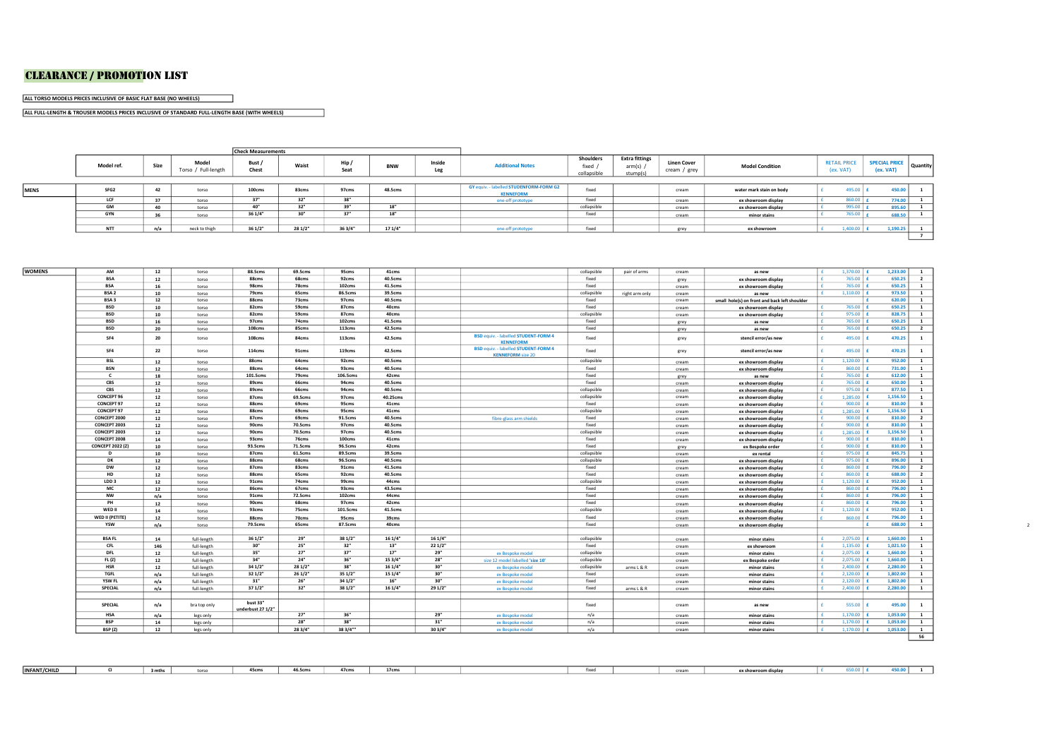# CLEARANCE / PROMOTION LIST

**ALL TORSO MODELS PRICES INCLUSIVE OF BASIC FLAT BASE (NO WHEELS)**

**ALL FULL-LENGTH & TROUSER MODELS PRICES INCLUSIVE OF STANDARD FULL-LENGTH BASE (WITH WHEELS)**

| | Model ref. | Size | Model Torso / Full-length | Check Measurements Bust / Chest | Waist | Hip / Seat | BNW | Inside Leg | Additional Notes | Shoulders fixed / collapsible | Extra fittings arm(s) / stump(s) | Linen Cover cream / grey | Model Condition | RETAIL PRICE (ex. VAT) | SPECIAL PRICE (ex. VAT) | Quantity |
|---|---|---|---|---|---|---|---|---|---|---|---|---|---|---|---|---|
| **MENS** | SFG2 | 42 | torso | 100cms | 83cms | 97cms | 48.5cms | | GY equiv. - labelled STUDENFORM-FORM G2 KENNEFORM | fixed | | cream | water mark stain on body | £ 495.00 | £ 450.00 | 1 |
| | LCF | 37 | torso | 37" | 32" | 38" | | | one-off prototype | fixed | | cream | ex showroom display | £ 860.00 | £ 774.00 | 1 |
| | GM | 40 | torso | 40" | 32" | 39" | 18" | | | collapsible | | cream | ex showroom display | £ 995.00 | £ 895.60 | 1 |
| | GYN | 36 | torso | 36 1/4" | 30" | 37" | 18" | | | fixed | | cream | minor stains | £ 765.00 | £ 688.50 | 1 |
| | NTT | n/a | neck to thigh | 36 1/2" | 28 1/2" | 36 3/4" | 17 1/4" | | one-off prototype | fixed | | grey | ex showroom | £ 1,400.00 | £ 1,190.25 | 1 |
| | | | | | | | | | | | | | | | | 7 |
| **WOMENS** | AM | 12 | torso | 88.5cms | 69.5cms | 95cms | 41cms | | | collapsible | pair of arms | cream | as new | £ 1,370.00 | £ 1,233.00 | 1 |
| | BSA | 12 | torso | 88cms | 68cms | 92cms | 40.5cms | | | fixed | | grey | ex showroom display | £ 765.00 | £ 650.25 | 2 |
| | BSA | 16 | torso | 98cms | 78cms | 102cms | 41.5cms | | | fixed | | cream | ex showroom display | £ 765.00 | £ 650.25 | 1 |
| | BSA 2 | 10 | torso | 79cms | 65cms | 86.5cms | 39.5cms | | | collapsible | right arm only | cream | as new | £ 1,110.00 | £ 973.50 | 1 |
| | BSA 3 | 12 | torso | 88cms | 73cms | 97cms | 40.5cms | | | fixed | | cream | small hole(s) on front and back left shoulder | | £ 620.00 | 1 |
| | BSD | 10 | torso | 82cms | 59cms | 87cms | 40cms | | | fixed | | cream | ex showroom display | £ 765.00 | £ 650.25 | 1 |
| | BSD | 10 | torso | 82cms | 59cms | 87cms | 40cms | | | collapsible | | cream | ex showroom display | £ 975.00 | £ 828.75 | 1 |
| | BSD | 16 | torso | 97cms | 74cms | 102cms | 41.5cms | | | fixed | | grey | as new | £ 765.00 | £ 650.25 | 1 |
| | BSD | 20 | torso | 108cms | 85cms | 113cms | 42.5cms | | | fixed | | grey | as new | £ 765.00 | £ 650.25 | 2 |
| | SF4 | 20 | torso | 108cms | 84cms | 113cms | 42.5cms | | BSD equiv. - labelled STUDENT-FORM 4 KENNEFORM | fixed | | grey | stencil error/as new | £ 495.00 | £ 470.25 | 1 |
| | SF4 | 22 | torso | 114cms | 91cms | 119cms | 42.5cms | | BSD equiv. - labelled STUDENT-FORM 4 KENNEFORM size 20 | fixed | | grey | stencil error/as new | £ 495.00 | £ 470.25 | 1 |
| | BSL | 12 | torso | 88cms | 64cms | 92cms | 40.5cms | | | collapsible | | cream | ex showroom display | £ 1,120.00 | £ 952.00 | 1 |
| | BSN | 12 | torso | 88cms | 64cms | 93cms | 40.5cms | | | fixed | | cream | ex showroom display | £ 860.00 | £ 731.00 | 1 |
| | C | 18 | torso | 101.5cms | 79cms | 106.5cms | 42cms | | | fixed | | grey | as new | £ 765.00 | £ 612.00 | 1 |
| | CBS | 12 | torso | 89cms | 66cms | 94cms | 40.5cms | | | fixed | | cream | ex showroom display | £ 765.00 | £ 650.00 | 1 |
| | CBS | 12 | torso | 89cms | 66cms | 94cms | 40.5cms | | | collapsible | | cream | ex showroom display | £ 975.00 | £ 877.50 | 1 |
| | CONCEPT 96 | 12 | torso | 87cms | 69.5cms | 97cms | 40.25cms | | | collapsible | | cream | ex showroom display | £ 1,285.00 | £ 1,156.50 | 1 |
| | CONCEPT 97 | 12 | torso | 88cms | 69cms | 95cms | 41cms | | | fixed | | cream | ex showroom display | £ 900.00 | £ 810.00 | 3 |
| | CONCEPT 97 | 12 | torso | 88cms | 69cms | 95cms | 41cms | | | collapsible | | cream | ex showroom display | £ 1,285.00 | £ 1,156.50 | 1 |
| | CONCEPT 2000 | 12 | torso | 87cms | 69cms | 91.5cms | 40.5cms | | fibre-glass arm shields | fixed | | cream | ex showroom display | £ 900.00 | £ 810.00 | 2 |
| | CONCEPT 2003 | 12 | torso | 90cms | 70.5cms | 97cms | 40.5cms | | | fixed | | cream | ex showroom display | £ 900.00 | £ 810.00 | 1 |
| | CONCEPT 2003 | 12 | torso | 90cms | 70.5cms | 97cms | 40.5cms | | | collapsible | | cream | ex showroom display | £ 1,285.00 | £ 1,156.50 | 1 |
| | CONCEPT 2008 | 14 | torso | 93cms | 76cms | 100cms | 41cms | | | fixed | | cream | ex showroom display | £ 900.00 | £ 810.00 | 1 |
| | CONCEPT 2022 (Z) | 10 | torso | 93.5cms | 71.5cms | 96.5cms | 42cms | | | fixed | | grey | ex Bespoke order | £ 900.00 | £ 810.00 | 1 |
| | D | 10 | torso | 87cms | 61.5cms | 89.5cms | 39.5cms | | | collapsible | | cream | ex rental | £ 975.00 | £ 845.75 | 1 |
| | DK | 12 | torso | 88cms | 68cms | 96.5cms | 40.5cms | | | collapsible | | cream | ex showroom display | £ 975.00 | £ 896.00 | 1 |
| | DW | 12 | torso | 87cms | 83cms | 91cms | 41.5cms | | | fixed | | cream | ex showroom display | £ 860.00 | £ 796.00 | 2 |
| | HD | 12 | torso | 88cms | 65cms | 92cms | 40.5cms | | | fixed | | cream | ex showroom display | £ 860.00 | £ 688.00 | 2 |
| | LDD 3 | 12 | torso | 91cms | 74cms | 99cms | 44cms | | | collapsible | | cream | ex showroom display | £ 1,120.00 | £ 952.00 | 1 |
| | MC | 12 | torso | 86cms | 67cms | 93cms | 43.5cms | | | fixed | | cream | ex showroom display | £ 860.00 | £ 796.00 | 1 |
| | NW | n/a | torso | 91cms | 72.5cms | 102cms | 44cms | | | fixed | | cream | ex showroom display | £ 860.00 | £ 796.00 | 1 |
| | PH | 12 | torso | 90cms | 68cms | 97cms | 42cms | | | fixed | | cream | ex showroom display | £ 860.00 | £ 796.00 | 1 |
| | WED II | 14 | torso | 93cms | 75cms | 101.5cms | 41.5cms | | | collapsible | | cream | ex showroom display | £ 1,120.00 | £ 952.00 | 1 |
| | WED II (PETITE) | 12 | torso | 88cms | 70cms | 95cms | 39cms | | | fixed | | cream | ex showroom display | £ 860.00 | £ 796.00 | 1 |
| | YSW | n/a | torso | 79.5cms | 65cms | 87.5cms | 40cms | | | fixed | | cream | ex showroom display | | £ 688.00 | 1 |
| | BSA FL | 14 | full-length | 36 1/2" | 29" | 38 1/2" | 16 1/4" | 16 1/4" | | collapsible | | cream | minor stains | £ 2,075.00 | £ 1,660.00 | 1 |
| | CFL | 146 | full-length | 30" | 25" | 32" | 13" | 22 1/2" | | fixed | | cream | ex showroom | £ 1,135.00 | £ 1,021.50 | 1 |
| | DFL | 12 | full-length | 35" | 27" | 37" | 17" | 29" | ex Bespoke model | collapsible | | cream | minor stains | £ 2,075.00 | £ 1,660.00 | 1 |
| | FL (Z) | 12 | full-length | 34" | 24" | 36" | 15 3/4" | 28" | size 12 model labelled 'size 10' | collapsible | | cream | ex Bespoke order | £ 2,075.00 | £ 1,660.00 | 1 |
| | HSR | 12 | full-length | 34 1/2" | 28 1/2" | 38" | 16 1/4" | 30" | ex Bespoke model | collapsible | arms L & R | cream | minor stains | £ 2,400.00 | £ 2,280.00 | 1 |
| | TGFL | n/a | full-length | 32 1/2" | 26 1/2" | 35 1/2" | 15 1/4" | 30" | ex Bespoke model | fixed | | cream | minor stains | £ 2,120.00 | £ 1,802.00 | 1 |
| | YSW FL | n/a | full-length | 31" | 26" | 34 1/2" | 16" | 30" | ex Bespoke model | fixed | | cream | minor stains | £ 2,120.00 | £ 1,802.00 | 1 |
| | SPECIAL | n/a | full-length | 37 1/2" | 32" | 38 1/2" | 16 1/4" | 29 1/2" | ex Bespoke model | fixed | arms L & R | cream | minor stains | £ 2,400.00 | £ 2,280.00 | 1 |
| | SPECIAL | n/a | bra top only | bust 33" underbust 27 1/2" | | | | | | fixed | | cream | as new | £ 555.00 | £ 495.00 | 1 |
| | HSA | n/a | legs only | | 27" | 36" | | 29" | ex Bespoke model | n/a | | cream | minor stains | £ 1,170.00 | £ 1,053.00 | 1 |
| | BSP | 14 | legs only | | 28" | 38" | | 31" | ex Bespoke model | n/a | | cream | minor stains | £ 1,170.00 | £ 1,053.00 | 1 |
| | BSP (Z) | 12 | legs only | | 28 3/4" | 38 3/4"* | | 30 3/4" | ex Bespoke model | n/a | | cream | minor stains | £ 1,170.00 | £ 1,053.00 | 1 |
| | | | | | | | | | | | | | | | | 56 |
| **INFANT/CHILD** | CI | 3 mths | torso | 45cms | 46.5cms | 47cms | 17cms | | | fixed | | cream | ex showroom display | £ 650.00 | £ 450.00 | 1 |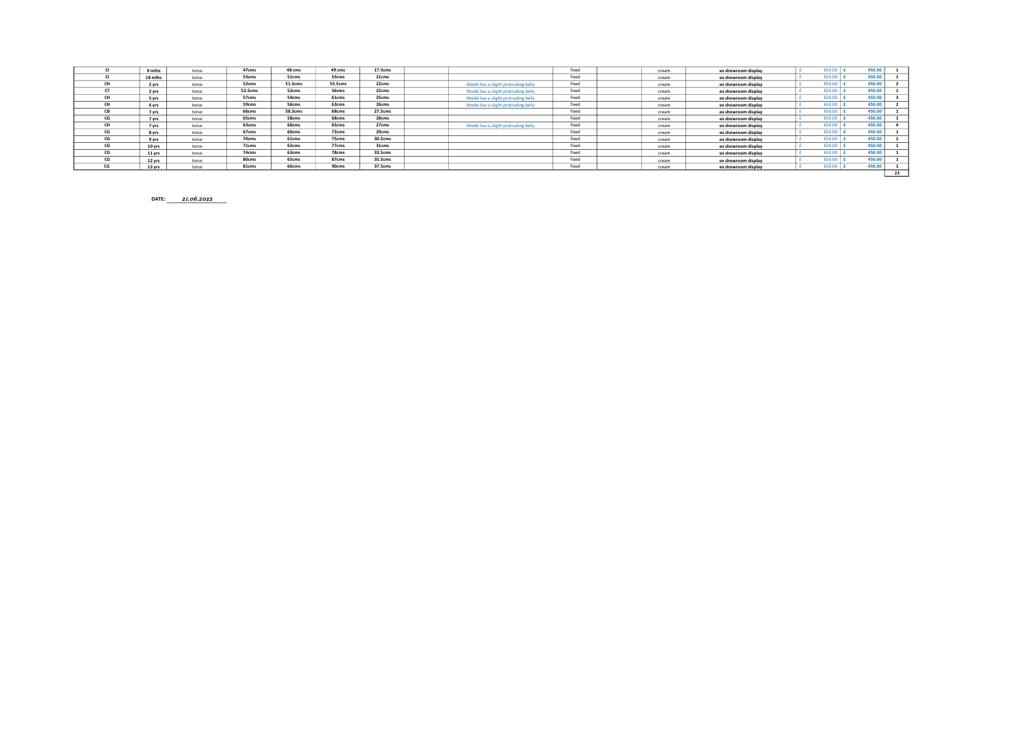| | | | | | | | | | | | | | | | |
|---|---|---|---|---|---|---|---|---|---|---|---|---|---|---|---|
| CI | 9 mths | torso | 47cms | 48 cms | 49 cms | 17.5cms | | | fixed | | cream | ex showroom display | £ 650.00 | £ 450.00 | 1 |
| CI | 18 mths | torso | 53cms | 51cms | 55cms | 21cms | | | fixed | | cream | ex showroom display | £ 650.00 | £ 450.00 | 1 |
| CH | 2 yrs | torso | 52cms | 51.5cms | 55.5cms | 22cms | | Model has a slight protruding belly | fixed | | cream | ex showroom display | £ 650.00 | £ 450.00 | 2 |
| CT | 2 yrs | torso | 52.5cms | 52cms | 56cms | 22cms | | Model has a slight protruding belly | fixed | | cream | ex showroom display | £ 650.00 | £ 450.00 | 1 |
| CH | 5 yrs | torso | 57cms | 54cms | 61cms | 25cms | | Model has a slight protruding belly | fixed | | cream | ex showroom display | £ 650.00 | £ 450.00 | 3 |
| CH | 6 yrs | torso | 59cms | 56cms | 63cms | 26cms | | Model has a slight protruding belly | fixed | | cream | ex showroom display | £ 650.00 | £ 450.00 | 2 |
| CB | 7 yrs | torso | 66cms | 58.5cms | 68cms | 27.5cms | | | fixed | | cream | ex showroom display | £ 650.00 | £ 450.00 | 1 |
| CG | 7 yrs | torso | 65cms | 58cms | 68cms | 28cms | | | fixed | | cream | ex showroom display | £ 650.00 | £ 450.00 | 1 |
| CH | 7 yrs | torso | 63cms | 60cms | 65cms | 27cms | | Model has a slight protruding belly | fixed | | cream | ex showroom display | £ 650.00 | £ 450.00 | 4 |
| CG | 8 yrs | torso | 67cms | 60cms | 72cms | 29cms | | | fixed | | cream | ex showroom display | £ 650.00 | £ 450.00 | 1 |
| CG | 9 yrs | torso | 70cms | 61cms | 75cms | 30.5cms | | | fixed | | cream | ex showroom display | £ 650.00 | £ 450.00 | 1 |
| CG | 10 yrs | torso | 71cms | 62cms | 77cms | 31cms | | | fixed | | cream | ex showroom display | £ 650.00 | £ 450.00 | 1 |
| CG | 11 yrs | torso | 74cms | 63cms | 78cms | 33.5cms | | | fixed | | cream | ex showroom display | £ 650.00 | £ 450.00 | 1 |
| CG | 12 yrs | torso | 80cms | 65cms | 87cms | 35.5cms | | | fixed | | cream | ex showroom display | £ 650.00 | £ 450.00 | 1 |
| CG | 13 yrs | torso | 81cms | 66cms | 90cms | 37.5cms | | | fixed | | cream | ex showroom display | £ 650.00 | £ 450.00 | 1 |
| | | | | | | | | | | | | | | | 23 |

**DATE:** *21.06.2022*